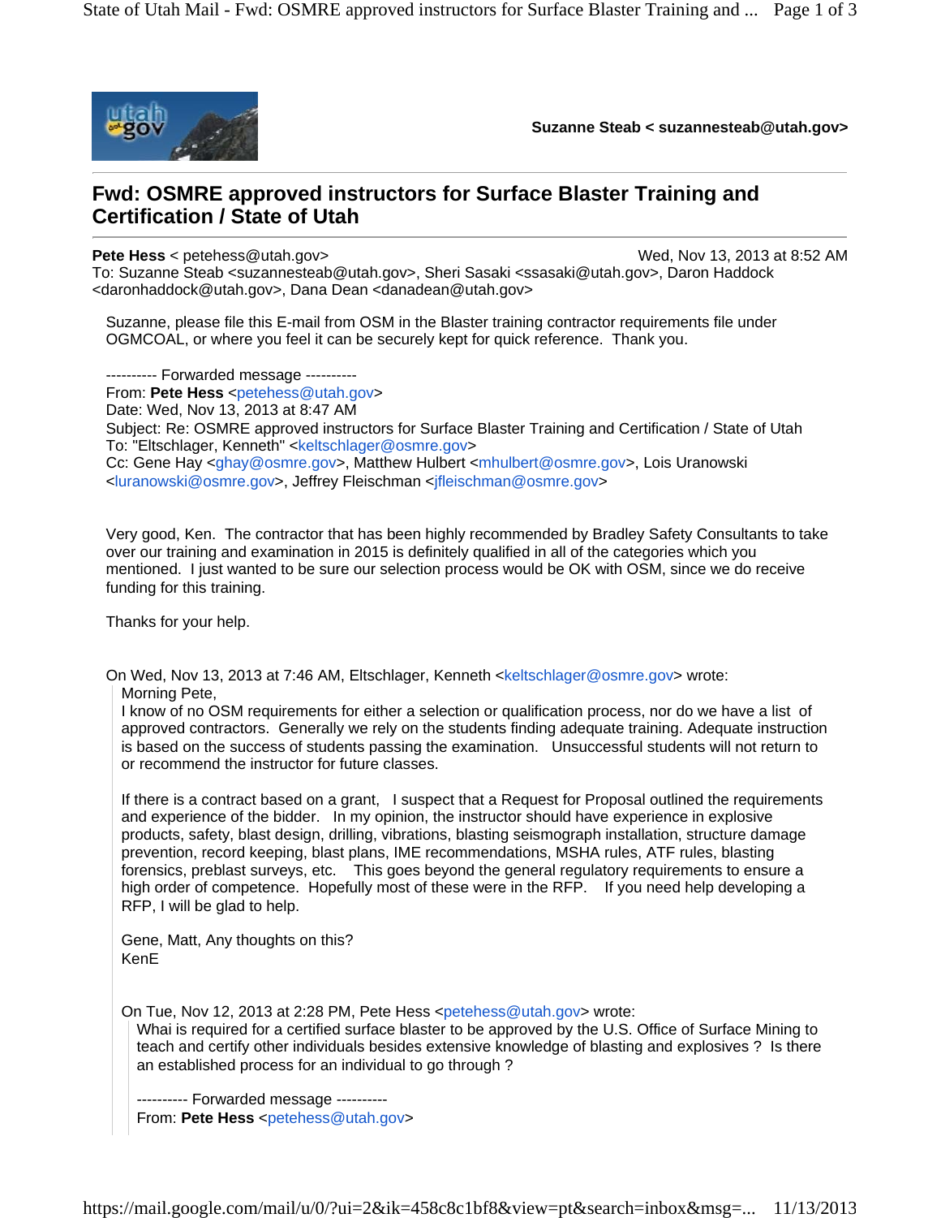**Suzanne Steab < suzannesteab@utah.gov>**

# Fwd: OSMRE approved instructors for Surface Blaster Training and Certification / State of Utah

**Pete Hess** < petehess@utah.gov> Wed, Nov 13, 2013 at 8:52 AM
To: Suzanne Steab <suzannesteab@utah.gov>, Sheri Sasaki <ssasaki@utah.gov>, Daron Haddock <daronhaddock@utah.gov>, Dana Dean <danadean@utah.gov>

Suzanne, please file this E-mail from OSM in the Blaster training contractor requirements file under OGMCOAL, or where you feel it can be securely kept for quick reference. Thank you.

---------- Forwarded message ----------
From: **Pete Hess** <petehess@utah.gov>
Date: Wed, Nov 13, 2013 at 8:47 AM
Subject: Re: OSMRE approved instructors for Surface Blaster Training and Certification / State of Utah
To: "Eltschlager, Kenneth" <keltschlager@osmre.gov>
Cc: Gene Hay <ghay@osmre.gov>, Matthew Hulbert <mhulbert@osmre.gov>, Lois Uranowski <luranowski@osmre.gov>, Jeffrey Fleischman <jfleischman@osmre.gov>

Very good, Ken. The contractor that has been highly recommended by Bradley Safety Consultants to take over our training and examination in 2015 is definitely qualified in all of the categories which you mentioned. I just wanted to be sure our selection process would be OK with OSM, since we do receive funding for this training.

Thanks for your help.

On Wed, Nov 13, 2013 at 7:46 AM, Eltschlager, Kenneth <keltschlager@osmre.gov> wrote:

> Morning Pete,
> I know of no OSM requirements for either a selection or qualification process, nor do we have a list of approved contractors. Generally we rely on the students finding adequate training. Adequate instruction is based on the success of students passing the examination. Unsuccessful students will not return to or recommend the instructor for future classes.
>
> If there is a contract based on a grant, I suspect that a Request for Proposal outlined the requirements and experience of the bidder. In my opinion, the instructor should have experience in explosive products, safety, blast design, drilling, vibrations, blasting seismograph installation, structure damage prevention, record keeping, blast plans, IME recommendations, MSHA rules, ATF rules, blasting forensics, preblast surveys, etc. This goes beyond the general regulatory requirements to ensure a high order of competence. Hopefully most of these were in the RFP. If you need help developing a RFP, I will be glad to help.
>
> Gene, Matt, Any thoughts on this?
> KenE
>
> On Tue, Nov 12, 2013 at 2:28 PM, Pete Hess <petehess@utah.gov> wrote:
>
>> Whai is required for a certified surface blaster to be approved by the U.S. Office of Surface Mining to teach and certify other individuals besides extensive knowledge of blasting and explosives ? Is there an established process for an individual to go through ?
>>
>> ---------- Forwarded message ----------
>> From: **Pete Hess** <petehess@utah.gov>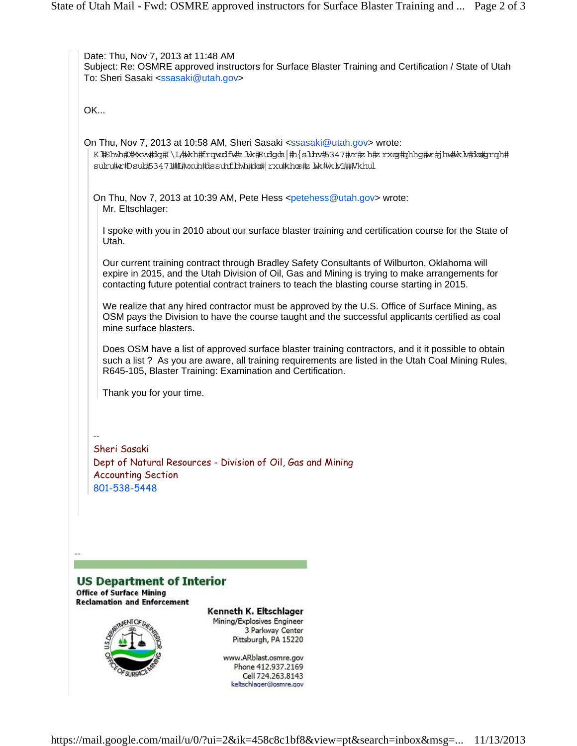Date: Thu, Nov 7, 2013 at 11:48 AM
Subject: Re: OSMRE approved instructors for Surface Blaster Training and Certification / State of Utah
To: Sheri Sasaki <ssasaki@utah.gov>

OK...

On Thu, Nov 7, 2013 at 10:58 AM, Sheri Sasaki <ssasaki@utah.gov> wrote:

> K l#Shwh#0#Mxvw#dq#I\L/#wkh#frqwudfw#z lwk#Eudgoh|#h{sluhv#5347#vr#z h#z rxog#qhhg#wr#jhw#wklv#doo#grqh#sulru#wr#Dsulo#53471##L#vxuh#dssuhfldwh#doo#|rxu#khos#z lwk#wklv1###Vkhul
>
> On Thu, Nov 7, 2013 at 10:39 AM, Pete Hess <petehess@utah.gov> wrote:
>
> > Mr. Eltschlager:
> >
> > I spoke with you in 2010 about our surface blaster training and certification course for the State of Utah.
> >
> > Our current training contract through Bradley Safety Consultants of Wilburton, Oklahoma will expire in 2015, and the Utah Division of Oil, Gas and Mining is trying to make arrangements for contacting future potential contract trainers to teach the blasting course starting in 2015.
> >
> > We realize that any hired contractor must be approved by the U.S. Office of Surface Mining, as OSM pays the Division to have the course taught and the successful applicants certified as coal mine surface blasters.
> >
> > Does OSM have a list of approved surface blaster training contractors, and it it possible to obtain such a list ? As you are aware, all training requirements are listed in the Utah Coal Mining Rules, R645-105, Blaster Training: Examination and Certification.
> >
> > Thank you for your time.
>
> --
> Sheri Sasaki
> Dept of Natural Resources - Division of Oil, Gas and Mining
> Accounting Section
> 801-538-5448

--

**US Department of Interior**
**Office of Surface Mining**
**Reclamation and Enforcement**

**Kenneth K. Eltschlager**
Mining/Explosives Engineer
3 Parkway Center
Pittsburgh, PA 15220

www.ARblast.osmre.gov
Phone 412.937.2169
Cell 724.263.8143
keltschlager@osmre.gov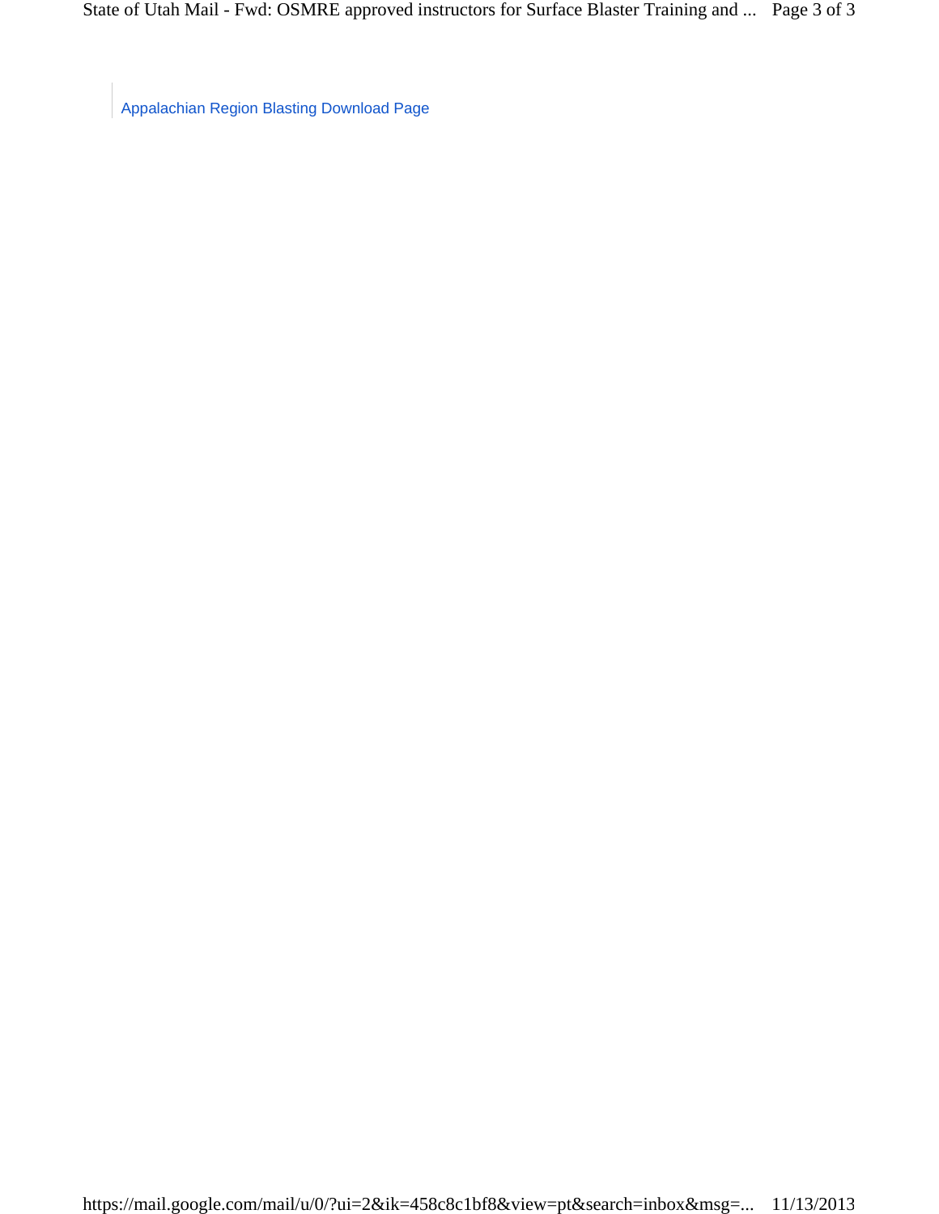Appalachian Region Blasting Download Page